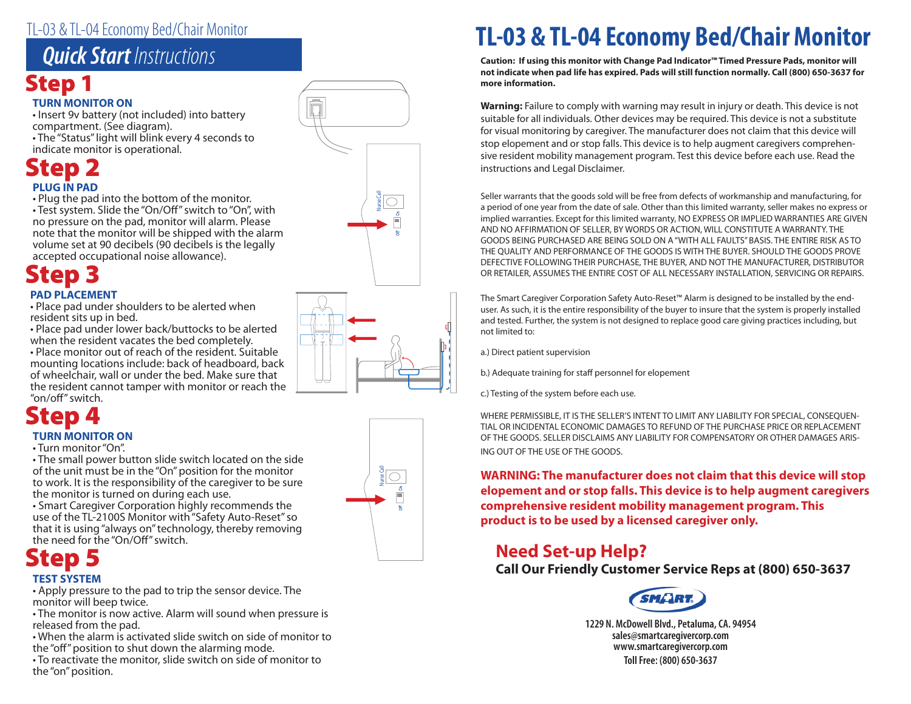# TL-03 & TL-04 Economy Bed/Chair Monitor

## *Quick Start Instructions*

## Step 1

### TURN MONITOR ON

- Insert 9v battery (not included) into battery compartment. (See diagram).
- The "Status" light will blink every 4 seconds to indicate monitor is operational.

## Step 2

### PLUG IN PAD

- Plug the pad into the bottom of the monitor.
- Test system. Slide the "On/Off" switch to "On", with no pressure on the pad, monitor will alarm. Please note that the monitor will be shipped with the alarm volume set at 90 decibels (90 decibels is the legally accepted occupational noise allowance).

## Step 3

### PAD PLACEMENT

- Place pad under shoulders to be alerted when resident sits up in bed.
- Place pad under lower back/buttocks to be alerted when the resident vacates the bed completely.
- Place monitor out of reach of the resident. Suitable mounting locations include: back of headboard, back of wheelchair, wall or under the bed. Make sure that the resident cannot tamper with monitor or reach the "on/off" switch.

## Step 4

### TURN MONITOR ON

- Turn monitor "On".
- The small power button slide switch located on the side of the unit must be in the "On" position for the monitor to work. It is the responsibility of the caregiver to be sure the monitor is turned on during each use.
- Smart Caregiver Corporation highly recommends the use of the TL-2100S Monitor with "Safety Auto-Reset" so that it is using "always on" technology, thereby removing the need for the "On/Off" switch.

## Step 5

### TEST SYSTEM

- Apply pressure to the pad to trip the sensor device. The monitor will beep twice.
- The monitor is now active. Alarm will sound when pressure is released from the pad.
- When the alarm is activated slide switch on side of monitor to the "off" position to shut down the alarming mode.
- To reactivate the monitor, slide switch on side of monitor to the "on" position.

# TL-03 & TL-04 Economy Bed/Chair Monitor

**Caution: If using this monitor with Change Pad Indicator™ Timed Pressure Pads, monitor will not indicate when pad life has expired. Pads will still function normally. Call (800) 650-3637 for more information.**

**Warning:** Failure to comply with warning may result in injury or death. This device is not suitable for all individuals. Other devices may be required. This device is not a substitute for visual monitoring by caregiver. The manufacturer does not claim that this device will stop elopement and or stop falls. This device is to help augment caregivers comprehensive resident mobility management program. Test this device before each use. Read the instructions and Legal Disclaimer.

Seller warrants that the goods sold will be free from defects of workmanship and manufacturing, for a period of one year from the date of sale. Other than this limited warranty, seller makes no express or implied warranties. Except for this limited warranty, NO EXPRESS OR IMPLIED WARRANTIES ARE GIVEN AND NO AFFIRMATION OF SELLER, BY WORDS OR ACTION, WILL CONSTITUTE A WARRANTY. THE GOODS BEING PURCHASED ARE BEING SOLD ON A "WITH ALL FAULTS" BASIS. THE ENTIRE RISK AS TO THE QUALITY AND PERFORMANCE OF THE GOODS IS WITH THE BUYER. SHOULD THE GOODS PROVE DEFECTIVE FOLLOWING THEIR PURCHASE, THE BUYER, AND NOT THE MANUFACTURER, DISTRIBUTOR OR RETAILER, ASSUMES THE ENTIRE COST OF ALL NECESSARY INSTALLATION, SERVICING OR REPAIRS.

The Smart Caregiver Corporation Safety Auto-Reset™ Alarm is designed to be installed by the end-user. As such, it is the entire responsibility of the buyer to insure that the system is properly installed and tested. Further, the system is not designed to replace good care giving practices including, but not limited to:

a.) Direct patient supervision

b.) Adequate training for staff personnel for elopement

c.) Testing of the system before each use.

WHERE PERMISSIBLE, IT IS THE SELLER'S INTENT TO LIMIT ANY LIABILITY FOR SPECIAL, CONSEQUENTIAL OR INCIDENTAL ECONOMIC DAMAGES TO REFUND OF THE PURCHASE PRICE OR REPLACEMENT OF THE GOODS. SELLER DISCLAIMS ANY LIABILITY FOR COMPENSATORY OR OTHER DAMAGES ARISING OUT OF THE USE OF THE GOODS.

**WARNING: The manufacturer does not claim that this device will stop elopement and or stop falls. This device is to help augment caregivers comprehensive resident mobility management program. This product is to be used by a licensed caregiver only.**

## Need Set-up Help?

**Call Our Friendly Customer Service Reps at (800) 650-3637**

SMART

**1229 N. McDowell Blvd., Petaluma, CA. 94954**
**sales@smartcaregivercorp.com**
**www.smartcaregivercorp.com**
**Toll Free: (800) 650-3637**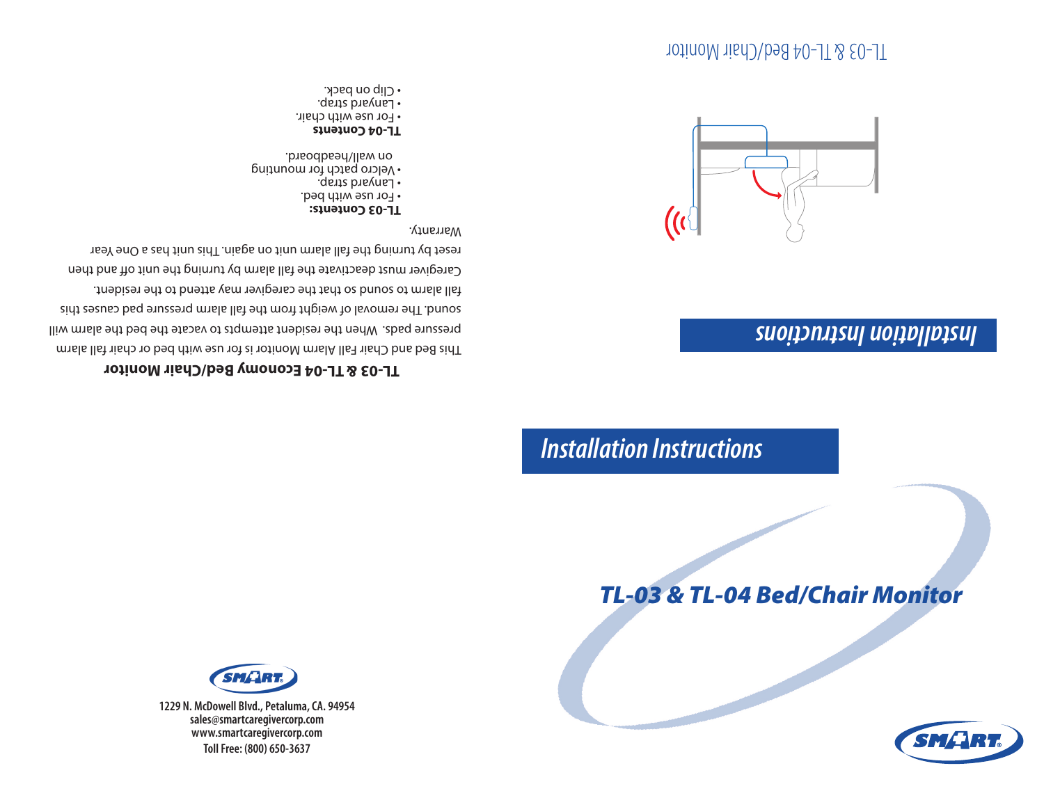# TL-03 & TL-04 Bed/Chair Monitor

## Installation Instructions

### TL-03 & TL-04 Economy Bed/Chair Monitor

This Bed and Chair Fall Alarm Monitor is for use with bed or chair fall alarm pressure pads. When the resident attempts to vacate the bed the alarm will sound. The removal of weight from the fall alarm pressure pad causes this fall alarm to sound so that the caregiver may attend to the resident. Caregiver must deactivate the fall alarm by turning the unit off and then reset by turning the fall alarm unit on again. This unit has a One Year Warranty.

**TL-03 Contents:**

- For use with bed.
- Lanyard strap.
- Velcro patch for mounting on wall/headboard.

**TL-04 Contents**

- For use with chair.
- Lanyard strap.
- Clip on back.

## Installation Instructions

### TL-03 & TL-04 Bed/Chair Monitor

**1229 N. McDowell Blvd., Petaluma, CA. 94954**
**sales@smartcaregivercorp.com**
**www.smartcaregivercorp.com**
**Toll Free: (800) 650-3637**